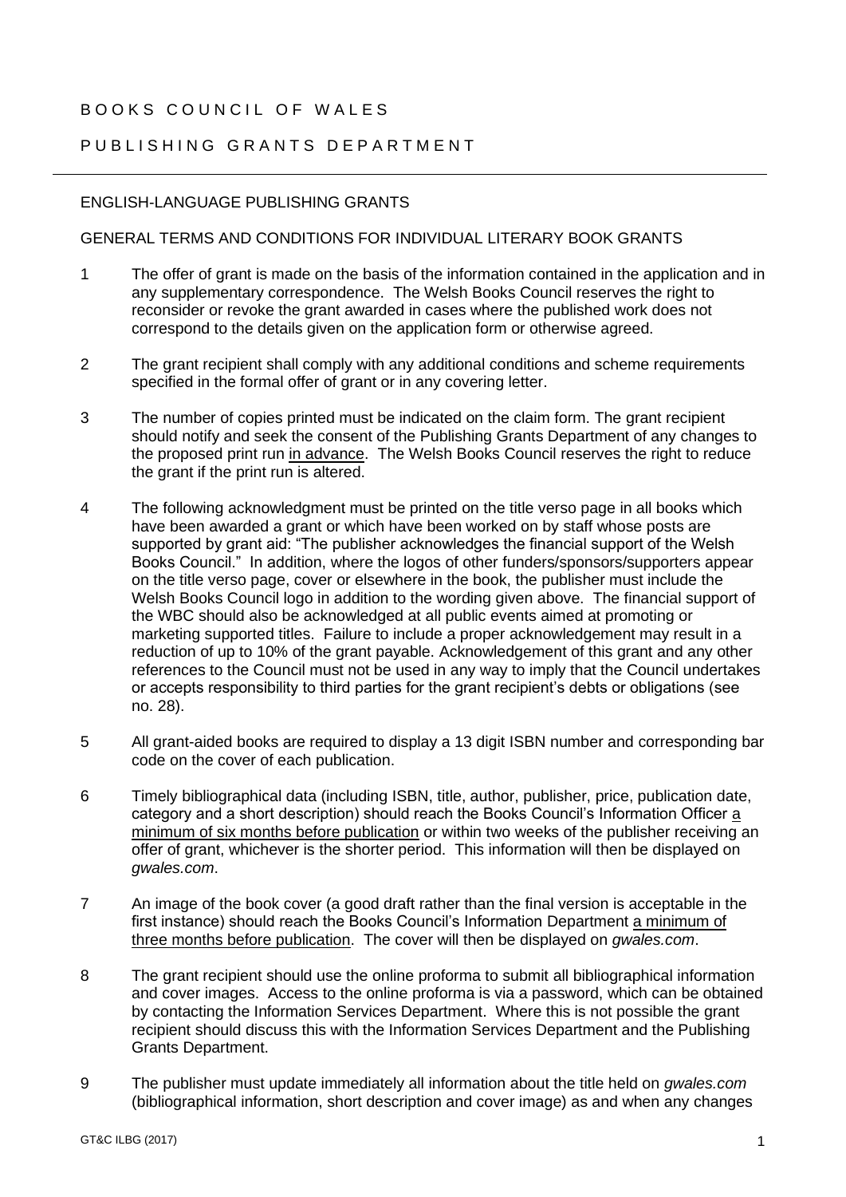# BOOKS COUNCIL OF WALES

## PUBLISHING GRANTS DEPARTMENT

---

ENGLISH-LANGUAGE PUBLISHING GRANTS

GENERAL TERMS AND CONDITIONS FOR INDIVIDUAL LITERARY BOOK GRANTS

1 The offer of grant is made on the basis of the information contained in the application and in any supplementary correspondence. The Welsh Books Council reserves the right to reconsider or revoke the grant awarded in cases where the published work does not correspond to the details given on the application form or otherwise agreed.

2 The grant recipient shall comply with any additional conditions and scheme requirements specified in the formal offer of grant or in any covering letter.

3 The number of copies printed must be indicated on the claim form. The grant recipient should notify and seek the consent of the Publishing Grants Department of any changes to the proposed print run in advance. The Welsh Books Council reserves the right to reduce the grant if the print run is altered.

4 The following acknowledgment must be printed on the title verso page in all books which have been awarded a grant or which have been worked on by staff whose posts are supported by grant aid: "The publisher acknowledges the financial support of the Welsh Books Council." In addition, where the logos of other funders/sponsors/supporters appear on the title verso page, cover or elsewhere in the book, the publisher must include the Welsh Books Council logo in addition to the wording given above. The financial support of the WBC should also be acknowledged at all public events aimed at promoting or marketing supported titles. Failure to include a proper acknowledgement may result in a reduction of up to 10% of the grant payable. Acknowledgement of this grant and any other references to the Council must not be used in any way to imply that the Council undertakes or accepts responsibility to third parties for the grant recipient's debts or obligations (see no. 28).

5 All grant-aided books are required to display a 13 digit ISBN number and corresponding bar code on the cover of each publication.

6 Timely bibliographical data (including ISBN, title, author, publisher, price, publication date, category and a short description) should reach the Books Council's Information Officer a minimum of six months before publication or within two weeks of the publisher receiving an offer of grant, whichever is the shorter period. This information will then be displayed on *gwales.com*.

7 An image of the book cover (a good draft rather than the final version is acceptable in the first instance) should reach the Books Council's Information Department a minimum of three months before publication. The cover will then be displayed on *gwales.com*.

8 The grant recipient should use the online proforma to submit all bibliographical information and cover images. Access to the online proforma is via a password, which can be obtained by contacting the Information Services Department. Where this is not possible the grant recipient should discuss this with the Information Services Department and the Publishing Grants Department.

9 The publisher must update immediately all information about the title held on *gwales.com* (bibliographical information, short description and cover image) as and when any changes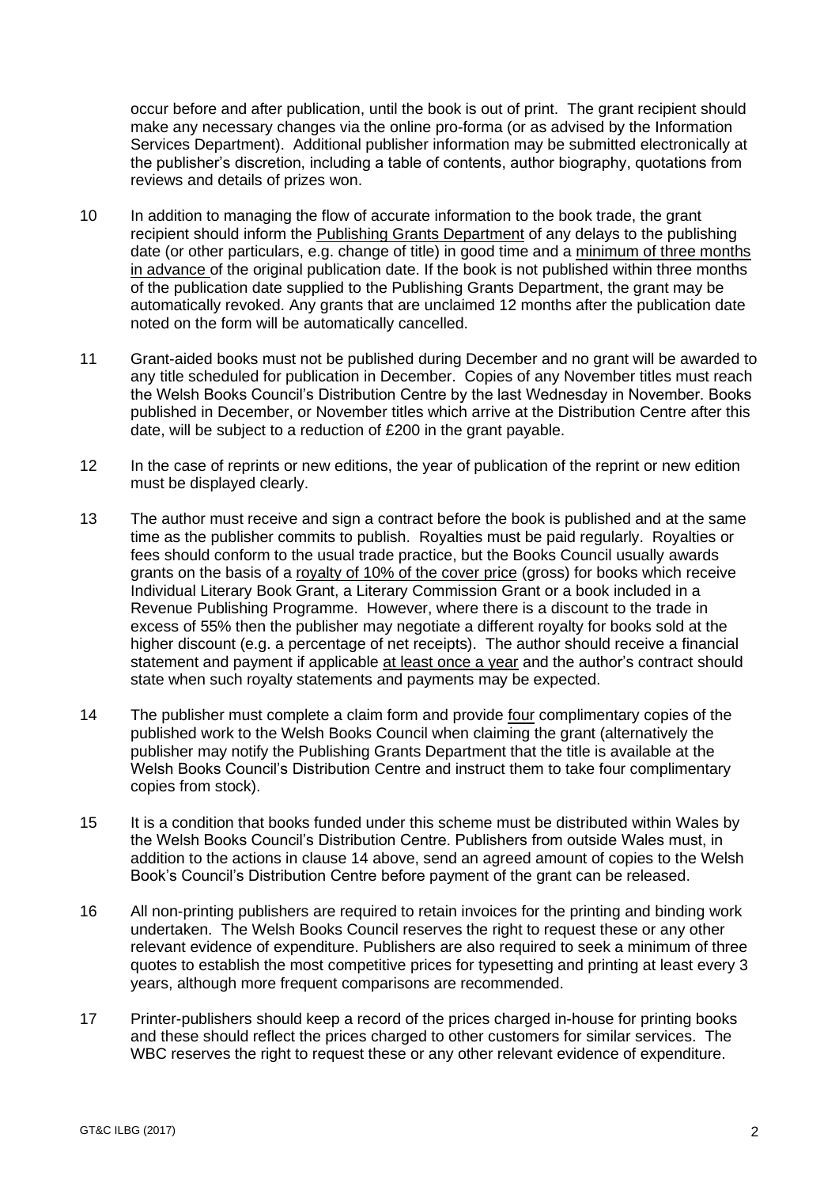occur before and after publication, until the book is out of print. The grant recipient should make any necessary changes via the online pro-forma (or as advised by the Information Services Department). Additional publisher information may be submitted electronically at the publisher's discretion, including a table of contents, author biography, quotations from reviews and details of prizes won.

10 In addition to managing the flow of accurate information to the book trade, the grant recipient should inform the Publishing Grants Department of any delays to the publishing date (or other particulars, e.g. change of title) in good time and a minimum of three months in advance of the original publication date. If the book is not published within three months of the publication date supplied to the Publishing Grants Department, the grant may be automatically revoked. Any grants that are unclaimed 12 months after the publication date noted on the form will be automatically cancelled.

11 Grant-aided books must not be published during December and no grant will be awarded to any title scheduled for publication in December. Copies of any November titles must reach the Welsh Books Council's Distribution Centre by the last Wednesday in November. Books published in December, or November titles which arrive at the Distribution Centre after this date, will be subject to a reduction of £200 in the grant payable.

12 In the case of reprints or new editions, the year of publication of the reprint or new edition must be displayed clearly.

13 The author must receive and sign a contract before the book is published and at the same time as the publisher commits to publish. Royalties must be paid regularly. Royalties or fees should conform to the usual trade practice, but the Books Council usually awards grants on the basis of a royalty of 10% of the cover price (gross) for books which receive Individual Literary Book Grant, a Literary Commission Grant or a book included in a Revenue Publishing Programme. However, where there is a discount to the trade in excess of 55% then the publisher may negotiate a different royalty for books sold at the higher discount (e.g. a percentage of net receipts). The author should receive a financial statement and payment if applicable at least once a year and the author's contract should state when such royalty statements and payments may be expected.

14 The publisher must complete a claim form and provide four complimentary copies of the published work to the Welsh Books Council when claiming the grant (alternatively the publisher may notify the Publishing Grants Department that the title is available at the Welsh Books Council's Distribution Centre and instruct them to take four complimentary copies from stock).

15 It is a condition that books funded under this scheme must be distributed within Wales by the Welsh Books Council's Distribution Centre. Publishers from outside Wales must, in addition to the actions in clause 14 above, send an agreed amount of copies to the Welsh Book's Council's Distribution Centre before payment of the grant can be released.

16 All non-printing publishers are required to retain invoices for the printing and binding work undertaken. The Welsh Books Council reserves the right to request these or any other relevant evidence of expenditure. Publishers are also required to seek a minimum of three quotes to establish the most competitive prices for typesetting and printing at least every 3 years, although more frequent comparisons are recommended.

17 Printer-publishers should keep a record of the prices charged in-house for printing books and these should reflect the prices charged to other customers for similar services. The WBC reserves the right to request these or any other relevant evidence of expenditure.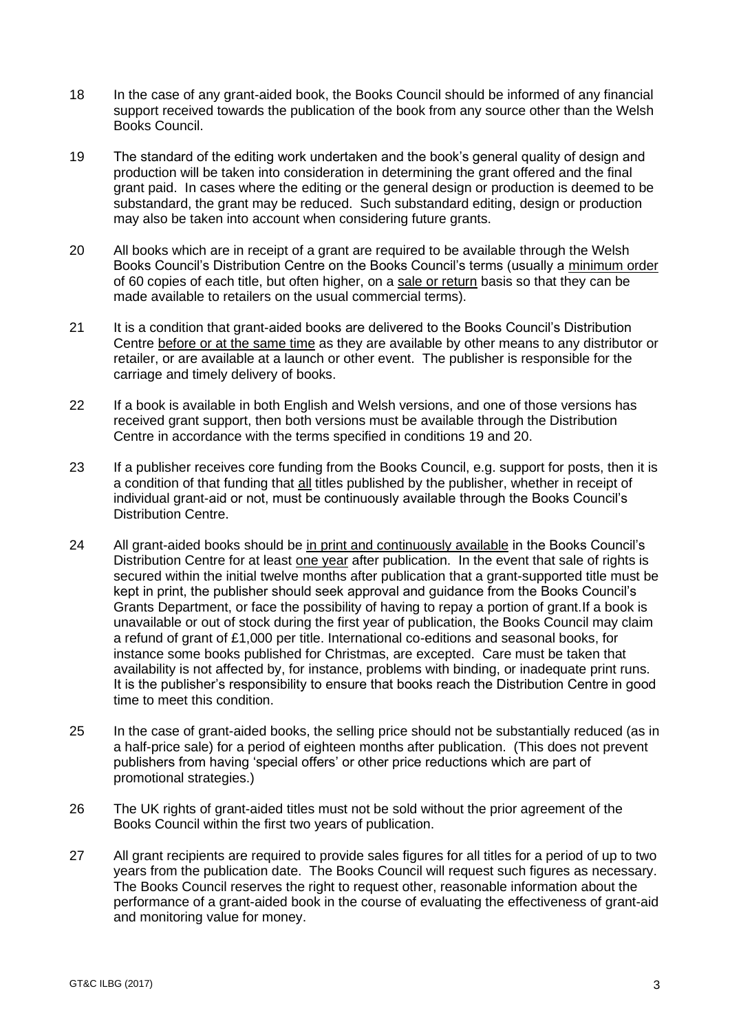18 In the case of any grant-aided book, the Books Council should be informed of any financial support received towards the publication of the book from any source other than the Welsh Books Council.

19 The standard of the editing work undertaken and the book's general quality of design and production will be taken into consideration in determining the grant offered and the final grant paid. In cases where the editing or the general design or production is deemed to be substandard, the grant may be reduced. Such substandard editing, design or production may also be taken into account when considering future grants.

20 All books which are in receipt of a grant are required to be available through the Welsh Books Council's Distribution Centre on the Books Council's terms (usually a <u>minimum order</u> of 60 copies of each title, but often higher, on a <u>sale or return</u> basis so that they can be made available to retailers on the usual commercial terms).

21 It is a condition that grant-aided books are delivered to the Books Council's Distribution Centre <u>before or at the same time</u> as they are available by other means to any distributor or retailer, or are available at a launch or other event. The publisher is responsible for the carriage and timely delivery of books.

22 If a book is available in both English and Welsh versions, and one of those versions has received grant support, then both versions must be available through the Distribution Centre in accordance with the terms specified in conditions 19 and 20.

23 If a publisher receives core funding from the Books Council, e.g. support for posts, then it is a condition of that funding that <u>all</u> titles published by the publisher, whether in receipt of individual grant-aid or not, must be continuously available through the Books Council's Distribution Centre.

24 All grant-aided books should be <u>in print and continuously available</u> in the Books Council's Distribution Centre for at least <u>one year</u> after publication. In the event that sale of rights is secured within the initial twelve months after publication that a grant-supported title must be kept in print, the publisher should seek approval and guidance from the Books Council's Grants Department, or face the possibility of having to repay a portion of grant.If a book is unavailable or out of stock during the first year of publication, the Books Council may claim a refund of grant of £1,000 per title. International co-editions and seasonal books, for instance some books published for Christmas, are excepted. Care must be taken that availability is not affected by, for instance, problems with binding, or inadequate print runs. It is the publisher's responsibility to ensure that books reach the Distribution Centre in good time to meet this condition.

25 In the case of grant-aided books, the selling price should not be substantially reduced (as in a half-price sale) for a period of eighteen months after publication. (This does not prevent publishers from having 'special offers' or other price reductions which are part of promotional strategies.)

26 The UK rights of grant-aided titles must not be sold without the prior agreement of the Books Council within the first two years of publication.

27 All grant recipients are required to provide sales figures for all titles for a period of up to two years from the publication date. The Books Council will request such figures as necessary. The Books Council reserves the right to request other, reasonable information about the performance of a grant-aided book in the course of evaluating the effectiveness of grant-aid and monitoring value for money.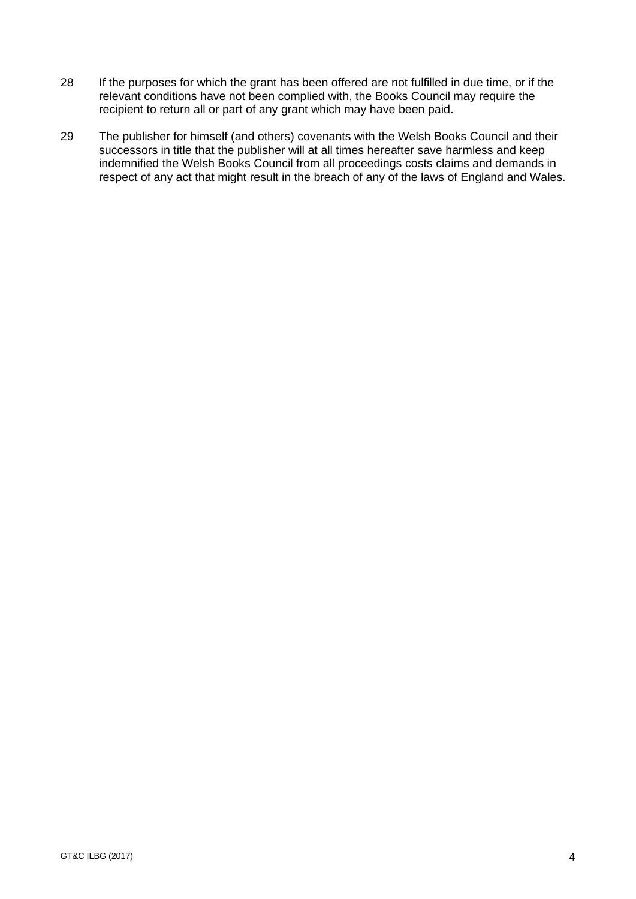28 If the purposes for which the grant has been offered are not fulfilled in due time, or if the relevant conditions have not been complied with, the Books Council may require the recipient to return all or part of any grant which may have been paid.

29 The publisher for himself (and others) covenants with the Welsh Books Council and their successors in title that the publisher will at all times hereafter save harmless and keep indemnified the Welsh Books Council from all proceedings costs claims and demands in respect of any act that might result in the breach of any of the laws of England and Wales.